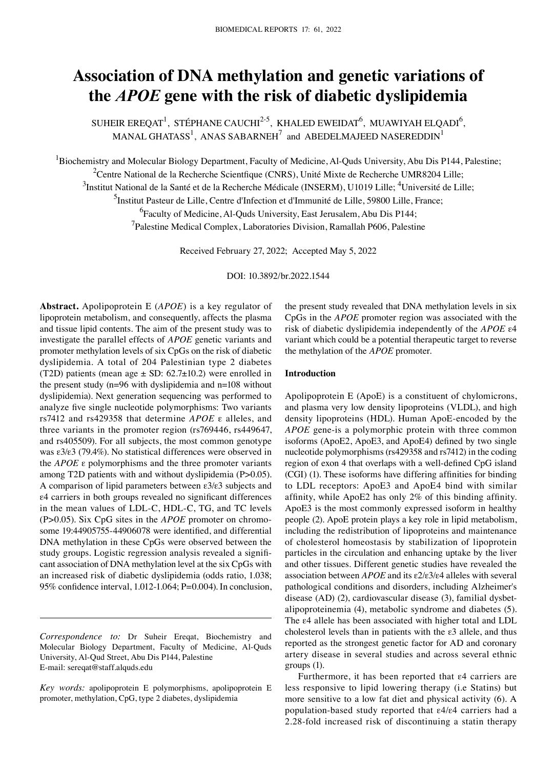# Association of DNA methylation and genetic variations of the *APOE* gene with the risk of diabetic dyslipidemia

SUHEIR EREQAT[1], STÉPHANE CAUCHI[2-5], KHALED EWEIDAT[6], MUAWIYAH ELQADI[6], MANAL GHATASS[1], ANAS SABARNEH[7] and ABEDELMAJEED NASEREDDIN[1]

[1]Biochemistry and Molecular Biology Department, Faculty of Medicine, Al-Quds University, Abu Dis P144, Palestine; [2]Centre National de la Recherche Scientfique (CNRS), Unité Mixte de Recherche UMR8204 Lille; [3]Institut National de la Santé et de la Recherche Médicale (INSERM), U1019 Lille; [4]Université de Lille; [5]Institut Pasteur de Lille, Centre d'Infection et d'Immunité de Lille, 59800 Lille, France; [6]Faculty of Medicine, Al-Quds University, East Jerusalem, Abu Dis P144; [7]Palestine Medical Complex, Laboratories Division, Ramallah P606, Palestine

Received February 27, 2022; Accepted May 5, 2022

DOI: 10.3892/br.2022.1544

**Abstract.** Apolipoprotein E (*APOE*) is a key regulator of lipoprotein metabolism, and consequently, affects the plasma and tissue lipid contents. The aim of the present study was to investigate the parallel effects of *APOE* genetic variants and promoter methylation levels of six CpGs on the risk of diabetic dyslipidemia. A total of 204 Palestinian type 2 diabetes (T2D) patients (mean age ± SD: 62.7±10.2) were enrolled in the present study (n=96 with dyslipidemia and n=108 without dyslipidemia). Next generation sequencing was performed to analyze five single nucleotide polymorphisms: Two variants rs7412 and rs429358 that determine *APOE* ε alleles, and three variants in the promoter region (rs769446, rs449647, and rs405509). For all subjects, the most common genotype was ε3/ε3 (79.4%). No statistical differences were observed in the *APOE* ε polymorphisms and the three promoter variants among T2D patients with and without dyslipidemia (P>0.05). A comparison of lipid parameters between ε3/ε3 subjects and ε4 carriers in both groups revealed no significant differences in the mean values of LDL-C, HDL-C, TG, and TC levels (P>0.05). Six CpG sites in the *APOE* promoter on chromosome 19:44905755-44906078 were identified, and differential DNA methylation in these CpGs were observed between the study groups. Logistic regression analysis revealed a significant association of DNA methylation level at the six CpGs with an increased risk of diabetic dyslipidemia (odds ratio, 1.038; 95% confidence interval, 1.012-1.064; P=0.004). In conclusion, the present study revealed that DNA methylation levels in six CpGs in the *APOE* promoter region was associated with the risk of diabetic dyslipidemia independently of the *APOE* ε4 variant which could be a potential therapeutic target to reverse the methylation of the *APOE* promoter.

*Correspondence to:* Dr Suheir Ereqat, Biochemistry and Molecular Biology Department, Faculty of Medicine, Al-Quds University, Al-Qud Street, Abu Dis P144, Palestine
E-mail: sereqat@staff.alquds.edu

*Key words:* apolipoprotein E polymorphisms, apolipoprotein E promoter, methylation, CpG, type 2 diabetes, dyslipidemia

## Introduction

Apolipoprotein E (ApoE) is a constituent of chylomicrons, and plasma very low density lipoproteins (VLDL), and high density lipoproteins (HDL). Human ApoE-encoded by the *APOE* gene-is a polymorphic protein with three common isoforms (ApoE2, ApoE3, and ApoE4) defined by two single nucleotide polymorphisms (rs429358 and rs7412) in the coding region of exon 4 that overlaps with a well-defined CpG island (CGI) (1). These isoforms have differing affinities for binding to LDL receptors: ApoE3 and ApoE4 bind with similar affinity, while ApoE2 has only 2% of this binding affinity. ApoE3 is the most commonly expressed isoform in healthy people (2). ApoE protein plays a key role in lipid metabolism, including the redistribution of lipoproteins and maintenance of cholesterol homeostasis by stabilization of lipoprotein particles in the circulation and enhancing uptake by the liver and other tissues. Different genetic studies have revealed the association between *APOE* and its ε2/ε3/ε4 alleles with several pathological conditions and disorders, including Alzheimer's disease (AD) (2), cardiovascular disease (3), familial dysbetalipoproteinemia (4), metabolic syndrome and diabetes (5). The ε4 allele has been associated with higher total and LDL cholesterol levels than in patients with the ε3 allele, and thus reported as the strongest genetic factor for AD and coronary artery disease in several studies and across several ethnic groups (1).

Furthermore, it has been reported that ε4 carriers are less responsive to lipid lowering therapy (i.e Statins) but more sensitive to a low fat diet and physical activity (6). A population-based study reported that ε4/ε4 carriers had a 2.28-fold increased risk of discontinuing a statin therapy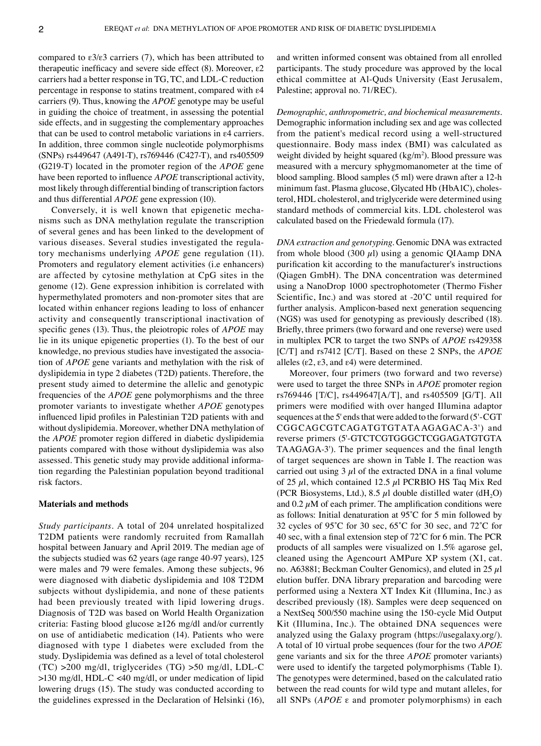compared to ε3/ε3 carriers (7), which has been attributed to therapeutic inefficacy and severe side effect (8). Moreover, ε2 carriers had a better response in TG, TC, and LDL-C reduction percentage in response to statins treatment, compared with ε4 carriers (9). Thus, knowing the *APOE* genotype may be useful in guiding the choice of treatment, in assessing the potential side effects, and in suggesting the complementary approaches that can be used to control metabolic variations in ε4 carriers. In addition, three common single nucleotide polymorphisms (SNPs) rs449647 (A491-T), rs769446 (C427-T), and rs405509 (G219-T) located in the promoter region of the *APOE* gene have been reported to influence *APOE* transcriptional activity, most likely through differential binding of transcription factors and thus differential *APOE* gene expression (10).

Conversely, it is well known that epigenetic mechanisms such as DNA methylation regulate the transcription of several genes and has been linked to the development of various diseases. Several studies investigated the regulatory mechanisms underlying *APOE* gene regulation (11). Promoters and regulatory element activities (i.e enhancers) are affected by cytosine methylation at CpG sites in the genome (12). Gene expression inhibition is correlated with hypermethylated promoters and non-promoter sites that are located within enhancer regions leading to loss of enhancer activity and consequently transcriptional inactivation of specific genes (13). Thus, the pleiotropic roles of *APOE* may lie in its unique epigenetic properties (1). To the best of our knowledge, no previous studies have investigated the association of *APOE* gene variants and methylation with the risk of dyslipidemia in type 2 diabetes (T2D) patients. Therefore, the present study aimed to determine the allelic and genotypic frequencies of the *APOE* gene polymorphisms and the three promoter variants to investigate whether *APOE* genotypes influenced lipid profiles in Palestinian T2D patients with and without dyslipidemia. Moreover, whether DNA methylation of the *APOE* promoter region differed in diabetic dyslipidemia patients compared with those without dyslipidemia was also assessed. This genetic study may provide additional information regarding the Palestinian population beyond traditional risk factors.

## Materials and methods

*Study participants.* A total of 204 unrelated hospitalized T2DM patients were randomly recruited from Ramallah hospital between January and April 2019. The median age of the subjects studied was 62 years (age range 40-97 years), 125 were males and 79 were females. Among these subjects, 96 were diagnosed with diabetic dyslipidemia and 108 T2DM subjects without dyslipidemia, and none of these patients had been previously treated with lipid lowering drugs. Diagnosis of T2D was based on World Health Organization criteria: Fasting blood glucose ≥126 mg/dl and/or currently on use of antidiabetic medication (14). Patients who were diagnosed with type 1 diabetes were excluded from the study. Dyslipidemia was defined as a level of total cholesterol (TC) >200 mg/dl, triglycerides (TG) >50 mg/dl, LDL-C >130 mg/dl, HDL-C <40 mg/dl, or under medication of lipid lowering drugs (15). The study was conducted according to the guidelines expressed in the Declaration of Helsinki (16), and written informed consent was obtained from all enrolled participants. The study procedure was approved by the local ethical committee at Al-Quds University (East Jerusalem, Palestine; approval no. 71/REC).

*Demographic, anthropometric, and biochemical measurements.* Demographic information including sex and age was collected from the patient's medical record using a well-structured questionnaire. Body mass index (BMI) was calculated as weight divided by height squared ($kg/m^2$). Blood pressure was measured with a mercury sphygmomanometer at the time of blood sampling. Blood samples (5 ml) were drawn after a 12-h minimum fast. Plasma glucose, Glycated Hb (HbA1C), cholesterol, HDL cholesterol, and triglyceride were determined using standard methods of commercial kits. LDL cholesterol was calculated based on the Friedewald formula (17).

*DNA extraction and genotyping.* Genomic DNA was extracted from whole blood (300 µl) using a genomic QIAamp DNA purification kit according to the manufacturer's instructions (Qiagen GmbH). The DNA concentration was determined using a NanoDrop 1000 spectrophotometer (Thermo Fisher Scientific, Inc.) and was stored at -20˚C until required for further analysis. Amplicon-based next generation sequencing (NGS) was used for genotyping as previously described (18). Briefly, three primers (two forward and one reverse) were used in multiplex PCR to target the two SNPs of *APOE* rs429358 [C/T] and rs7412 [C/T]. Based on these 2 SNPs, the *APOE* alleles (ε2, ε3, and ε4) were determined.

Moreover, four primers (two forward and two reverse) were used to target the three SNPs in *APOE* promoter region rs769446 [T/C], rs449647[A/T], and rs405509 [G/T]. All primers were modified with over hanged Illumina adaptor sequences at the 5' ends that were added to the forward (5'-CGT CGGCAGCGTCAGATGTGTATAAGAGACA-3') and reverse primers (5'-GTCTCGTGGGCTCGGAGATGTGTA TAAGAGA-3'). The primer sequences and the final length of target sequences are shown in Table I. The reaction was carried out using 3 µl of the extracted DNA in a final volume of 25 µl, which contained 12.5 µl PCRBIO HS Taq Mix Red (PCR Biosystems, Ltd.), 8.5 µl double distilled water ($dH_2O$) and 0.2 µM of each primer. The amplification conditions were as follows: Initial denaturation at 95˚C for 5 min followed by 32 cycles of 95˚C for 30 sec, 65˚C for 30 sec, and 72˚C for 40 sec, with a final extension step of 72˚C for 6 min. The PCR products of all samples were visualized on 1.5% agarose gel, cleaned using the Agencourt AMPure XP system (X1, cat. no. A63881; Beckman Coulter Genomics), and eluted in 25 µl elution buffer. DNA library preparation and barcoding were performed using a Nextera XT Index Kit (Illumina, Inc.) as described previously (18). Samples were deep sequenced on a NextSeq 500/550 machine using the 150-cycle Mid Output Kit (Illumina, Inc.). The obtained DNA sequences were analyzed using the Galaxy program (https://usegalaxy.org/). A total of 10 virtual probe sequences (four for the two *APOE* gene variants and six for the three *APOE* promoter variants) were used to identify the targeted polymorphisms (Table I). The genotypes were determined, based on the calculated ratio between the read counts for wild type and mutant alleles, for all SNPs (*APOE* ε and promoter polymorphisms) in each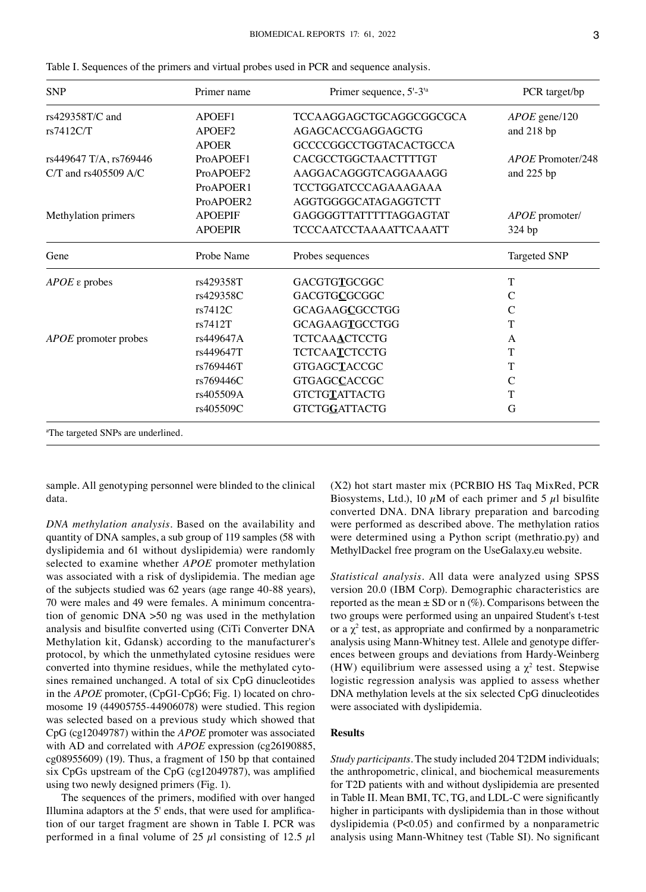Table I. Sequences of the primers and virtual probes used in PCR and sequence analysis.

| SNP | Primer name | Primer sequence, 5'-3'[a] | PCR target/bp |
|---|---|---|---|
| rs429358T/C and | APOEF1 | TCCAAGGAGCTGCAGGCGGCGCA | *APOE* gene/120 |
| rs7412C/T | APOEF2 | AGAGCACCGAGGAGCTG | and 218 bp |
| | APOER | GCCCCGGCCTGGTACACTGCCA | |
| rs449647 T/A, rs769446 | ProAPOEF1 | CACGCCTGGCTAACTTTTGT | *APOE* Promoter/248 |
| C/T and rs405509 A/C | ProAPOEF2 | AAGGACAGGGTCAGGAAAGG | and 225 bp |
| | ProAPOER1 | TCCTGGATCCCAGAAAGAAA | |
| | ProAPOER2 | AGGTGGGGCATAGAGGTCTT | |
| Methylation primers | APOEPIF | GAGGGGTTATTTTTAGGAGTAT | *APOE* promoter/ |
| | APOEPIR | TCCCAATCCTAAAATTCAAATT | 324 bp |
| **Gene** | **Probe Name** | **Probes sequences** | **Targeted SNP** |
| *APOE* ε probes | rs429358T | GACGTG**T**GCGGC | T |
| | rs429358C | GACGTG**C**GCGGC | C |
| | rs7412C | GCAGAAG**C**GCCTGG | C |
| | rs7412T | GCAGAAG**T**GCCTGG | T |
| *APOE* promoter probes | rs449647A | TCTCAA**A**CTCCTG | A |
| | rs449647T | TCTCAA**T**CTCCTG | T |
| | rs769446T | GTGAGC**T**ACCGC | T |
| | rs769446C | GTGAGC**C**ACCGC | C |
| | rs405509A | GTCTG**T**ATTACTG | T |
| | rs405509C | GTCTG**G**ATTACTG | G |

[a]The targeted SNPs are underlined.

sample. All genotyping personnel were blinded to the clinical data.

*DNA methylation analysis*. Based on the availability and quantity of DNA samples, a sub group of 119 samples (58 with dyslipidemia and 61 without dyslipidemia) were randomly selected to examine whether *APOE* promoter methylation was associated with a risk of dyslipidemia. The median age of the subjects studied was 62 years (age range 40-88 years), 70 were males and 49 were females. A minimum concentration of genomic DNA >50 ng was used in the methylation analysis and bisulfite converted using (CiTi Converter DNA Methylation kit, Gdansk) according to the manufacturer's protocol, by which the unmethylated cytosine residues were converted into thymine residues, while the methylated cytosines remained unchanged. A total of six CpG dinucleotides in the *APOE* promoter, (CpG1-CpG6; Fig. 1) located on chromosome 19 (44905755-44906078) were studied. This region was selected based on a previous study which showed that CpG (cg12049787) within the *APOE* promoter was associated with AD and correlated with *APOE* expression (cg26190885, cg08955609) (19). Thus, a fragment of 150 bp that contained six CpGs upstream of the CpG (cg12049787), was amplified using two newly designed primers (Fig. 1).

The sequences of the primers, modified with over hanged Illumina adaptors at the 5' ends, that were used for amplification of our target fragment are shown in Table I. PCR was performed in a final volume of 25 $\mu$l consisting of 12.5 $\mu$l (X2) hot start master mix (PCRBIO HS Taq MixRed, PCR Biosystems, Ltd.), 10 $\mu$M of each primer and 5 $\mu$l bisulfite converted DNA. DNA library preparation and barcoding were performed as described above. The methylation ratios were determined using a Python script (methratio.py) and MethylDackel free program on the UseGalaxy.eu website.

*Statistical analysis*. All data were analyzed using SPSS version 20.0 (IBM Corp). Demographic characteristics are reported as the mean ± SD or n (%). Comparisons between the two groups were performed using an unpaired Student's t-test or a $\chi^2$ test, as appropriate and confirmed by a nonparametric analysis using Mann-Whitney test. Allele and genotype differences between groups and deviations from Hardy-Weinberg (HW) equilibrium were assessed using a $\chi^2$ test. Stepwise logistic regression analysis was applied to assess whether DNA methylation levels at the six selected CpG dinucleotides were associated with dyslipidemia.

## Results

*Study participants*. The study included 204 T2DM individuals; the anthropometric, clinical, and biochemical measurements for T2D patients with and without dyslipidemia are presented in Table II. Mean BMI, TC, TG, and LDL-C were significantly higher in participants with dyslipidemia than in those without dyslipidemia (P<0.05) and confirmed by a nonparametric analysis using Mann-Whitney test (Table SI). No significant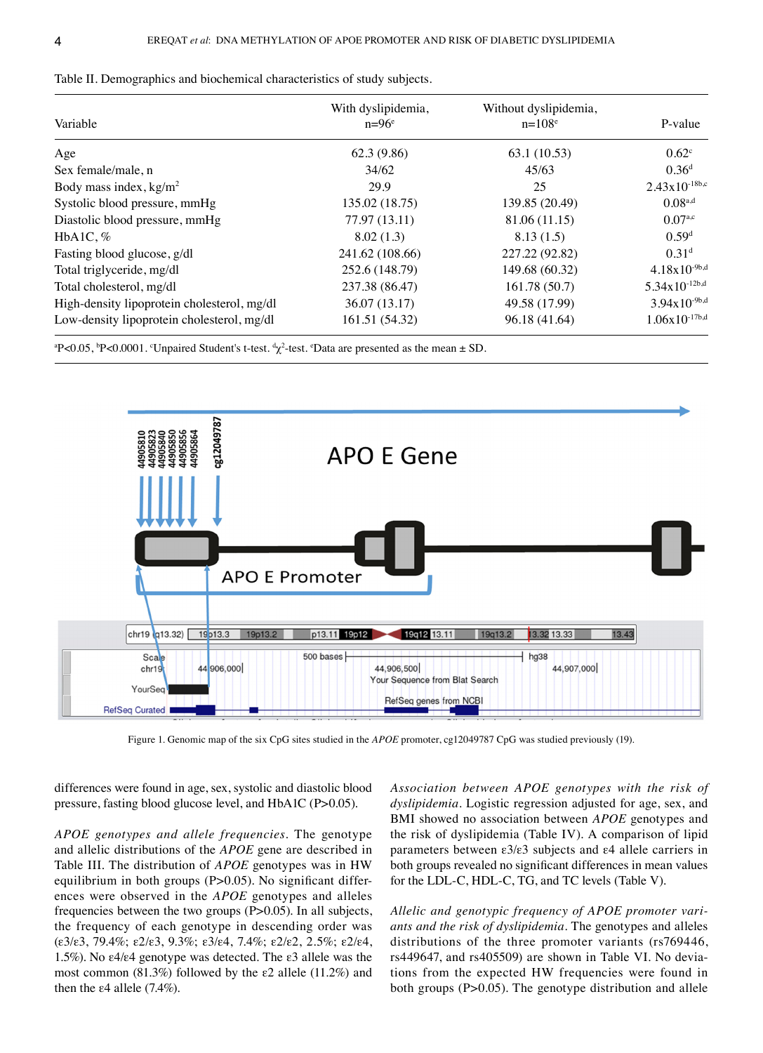Table II. Demographics and biochemical characteristics of study subjects.

| Variable | With dyslipidemia, n=96[e] | Without dyslipidemia, n=108[e] | P-value |
|---|---|---|---|
| Age | 62.3 (9.86) | 63.1 (10.53) | 0.62[c] |
| Sex female/male, n | 34/62 | 45/63 | 0.36[d] |
| Body mass index, kg/m$^2$ | 29.9 | 25 | $2.43 \times 10^{-18}$[b,c] |
| Systolic blood pressure, mmHg | 135.02 (18.75) | 139.85 (20.49) | 0.08[a,d] |
| Diastolic blood pressure, mmHg | 77.97 (13.11) | 81.06 (11.15) | 0.07[a,c] |
| HbA1C, % | 8.02 (1.3) | 8.13 (1.5) | 0.59[d] |
| Fasting blood glucose, g/dl | 241.62 (108.66) | 227.22 (92.82) | 0.31[d] |
| Total triglyceride, mg/dl | 252.6 (148.79) | 149.68 (60.32) | $4.18 \times 10^{-9}$[b,d] |
| Total cholesterol, mg/dl | 237.38 (86.47) | 161.78 (50.7) | $5.34 \times 10^{-12}$[b,d] |
| High-density lipoprotein cholesterol, mg/dl | 36.07 (13.17) | 49.58 (17.99) | $3.94 \times 10^{-9}$[b,d] |
| Low-density lipoprotein cholesterol, mg/dl | 161.51 (54.32) | 96.18 (41.64) | $1.06 \times 10^{-17}$[b,d] |

[a]P<0.05, [b]P<0.0001. [c]Unpaired Student's t-test. [d]$\chi^2$-test. [e]Data are presented as the mean ± SD.

Figure 1. Genomic map of the six CpG sites studied in the *APOE* promoter, cg12049787 CpG was studied previously (19).

differences were found in age, sex, systolic and diastolic blood pressure, fasting blood glucose level, and HbA1C (P>0.05).

*APOE genotypes and allele frequencies.* The genotype and allelic distributions of the *APOE* gene are described in Table III. The distribution of *APOE* genotypes was in HW equilibrium in both groups (P>0.05). No significant differences were observed in the *APOE* genotypes and alleles frequencies between the two groups (P>0.05). In all subjects, the frequency of each genotype in descending order was (ε3/ε3, 79.4%; ε2/ε3, 9.3%; ε3/ε4, 7.4%; ε2/ε2, 2.5%; ε2/ε4, 1.5%). No ε4/ε4 genotype was detected. The ε3 allele was the most common (81.3%) followed by the ε2 allele (11.2%) and then the ε4 allele (7.4%).

*Association between APOE genotypes with the risk of dyslipidemia.* Logistic regression adjusted for age, sex, and BMI showed no association between *APOE* genotypes and the risk of dyslipidemia (Table IV). A comparison of lipid parameters between ε3/ε3 subjects and ε4 allele carriers in both groups revealed no significant differences in mean values for the LDL-C, HDL-C, TG, and TC levels (Table V).

*Allelic and genotypic frequency of APOE promoter variants and the risk of dyslipidemia.* The genotypes and alleles distributions of the three promoter variants (rs769446, rs449647, and rs405509) are shown in Table VI. No deviations from the expected HW frequencies were found in both groups (P>0.05). The genotype distribution and allele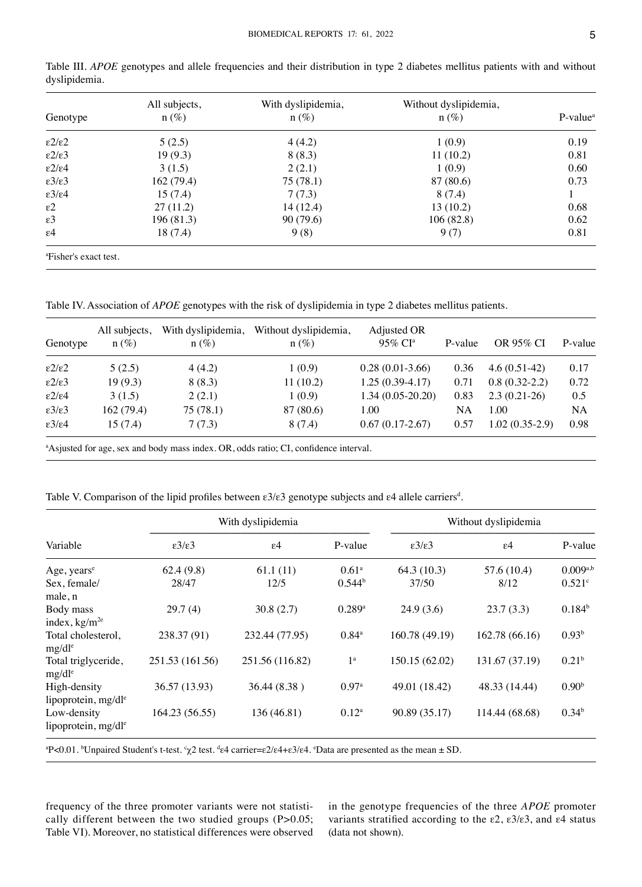Table III. *APOE* genotypes and allele frequencies and their distribution in type 2 diabetes mellitus patients with and without dyslipidemia.

| Genotype | All subjects, n (%) | With dyslipidemia, n (%) | Without dyslipidemia, n (%) | P-value[a] |
|---|---|---|---|---|
| ε2/ε2 | 5 (2.5) | 4 (4.2) | 1 (0.9) | 0.19 |
| ε2/ε3 | 19 (9.3) | 8 (8.3) | 11 (10.2) | 0.81 |
| ε2/ε4 | 3 (1.5) | 2 (2.1) | 1 (0.9) | 0.60 |
| ε3/ε3 | 162 (79.4) | 75 (78.1) | 87 (80.6) | 0.73 |
| ε3/ε4 | 15 (7.4) | 7 (7.3) | 8 (7.4) | 1 |
| ε2 | 27 (11.2) | 14 (12.4) | 13 (10.2) | 0.68 |
| ε3 | 196 (81.3) | 90 (79.6) | 106 (82.8) | 0.62 |
| ε4 | 18 (7.4) | 9 (8) | 9 (7) | 0.81 |

[a]Fisher's exact test.

Table IV. Association of *APOE* genotypes with the risk of dyslipidemia in type 2 diabetes mellitus patients.

| Genotype | All subjects, n (%) | With dyslipidemia, n (%) | Without dyslipidemia, n (%) | Adjusted OR 95% CI[a] | P-value | OR 95% CI | P-value |
|---|---|---|---|---|---|---|---|
| ε2/ε2 | 5 (2.5) | 4 (4.2) | 1 (0.9) | 0.28 (0.01-3.66) | 0.36 | 4.6 (0.51-42) | 0.17 |
| ε2/ε3 | 19 (9.3) | 8 (8.3) | 11 (10.2) | 1.25 (0.39-4.17) | 0.71 | 0.8 (0.32-2.2) | 0.72 |
| ε2/ε4 | 3 (1.5) | 2 (2.1) | 1 (0.9) | 1.34 (0.05-20.20) | 0.83 | 2.3 (0.21-26) | 0.5 |
| ε3/ε3 | 162 (79.4) | 75 (78.1) | 87 (80.6) | 1.00 | NA | 1.00 | NA |
| ε3/ε4 | 15 (7.4) | 7 (7.3) | 8 (7.4) | 0.67 (0.17-2.67) | 0.57 | 1.02 (0.35-2.9) | 0.98 |

[a]Asjusted for age, sex and body mass index. OR, odds ratio; CI, confidence interval.

Table V. Comparison of the lipid profiles between ε3/ε3 genotype subjects and ε4 allele carriers[d].

| Variable | With dyslipidemia | | | Without dyslipidemia | | |
|---|---|---|---|---|---|---|
| | ε3/ε3 | ε4 | P-value | ε3/ε3 | ε4 | P-value |
| Age, years[e] | 62.4 (9.8) | 61.1 (11) | 0.61[a] | 64.3 (10.3) | 57.6 (10.4) | 0.009[a,b] |
| Sex, female/male, n | 28/47 | 12/5 | 0.544[b] | 37/50 | 8/12 | 0.521[c] |
| Body mass index, kg/m[2e] | 29.7 (4) | 30.8 (2.7) | 0.289[a] | 24.9 (3.6) | 23.7 (3.3) | 0.184[b] |
| Total cholesterol, mg/dl[e] | 238.37 (91) | 232.44 (77.95) | 0.84[a] | 160.78 (49.19) | 162.78 (66.16) | 0.93[b] |
| Total triglyceride, mg/dl[e] | 251.53 (161.56) | 251.56 (116.82) | 1[a] | 150.15 (62.02) | 131.67 (37.19) | 0.21[b] |
| High-density lipoprotein, mg/dl[e] | 36.57 (13.93) | 36.44 (8.38 ) | 0.97[a] | 49.01 (18.42) | 48.33 (14.44) | 0.90[b] |
| Low-density lipoprotein, mg/dl[e] | 164.23 (56.55) | 136 (46.81) | 0.12[a] | 90.89 (35.17) | 114.44 (68.68) | 0.34[b] |

[a]P<0.01. [b]Unpaired Student's t-test. [c]$\chi$2 test. [d]ε4 carrier=ε2/ε4+ε3/ε4. [e]Data are presented as the mean ± SD.

frequency of the three promoter variants were not statistically different between the two studied groups (P>0.05; Table VI). Moreover, no statistical differences were observed in the genotype frequencies of the three *APOE* promoter variants stratified according to the ε2, ε3/ε3, and ε4 status (data not shown).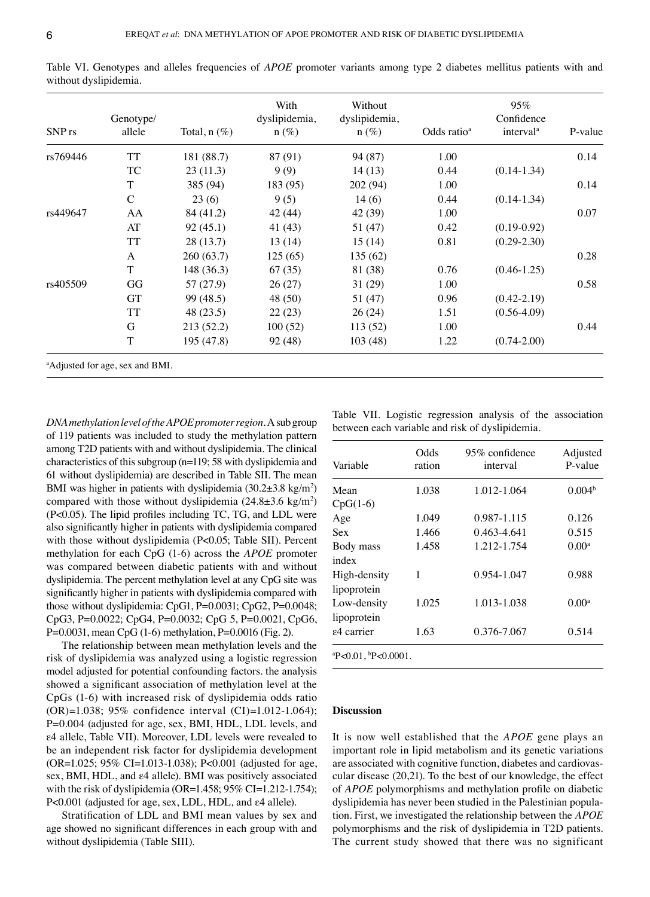Table VI. Genotypes and alleles frequencies of *APOE* promoter variants among type 2 diabetes mellitus patients with and without dyslipidemia.

| SNP rs | Genotype/ allele | Total, n (%) | With dyslipidemia, n (%) | Without dyslipidemia, n (%) | Odds ratio[a] | 95% Confidence interval[a] | P-value |
|---|---|---|---|---|---|---|---|
| rs769446 | TT | 181 (88.7) | 87 (91) | 94 (87) | 1.00 | | 0.14 |
| | TC | 23 (11.3) | 9 (9) | 14 (13) | 0.44 | (0.14-1.34) | |
| | T | 385 (94) | 183 (95) | 202 (94) | 1.00 | | 0.14 |
| | C | 23 (6) | 9 (5) | 14 (6) | 0.44 | (0.14-1.34) | |
| rs449647 | AA | 84 (41.2) | 42 (44) | 42 (39) | 1.00 | | 0.07 |
| | AT | 92 (45.1) | 41 (43) | 51 (47) | 0.42 | (0.19-0.92) | |
| | TT | 28 (13.7) | 13 (14) | 15 (14) | 0.81 | (0.29-2.30) | |
| | A | 260 (63.7) | 125 (65) | 135 (62) | | | 0.28 |
| | T | 148 (36.3) | 67 (35) | 81 (38) | 0.76 | (0.46-1.25) | |
| rs405509 | GG | 57 (27.9) | 26 (27) | 31 (29) | 1.00 | | 0.58 |
| | GT | 99 (48.5) | 48 (50) | 51 (47) | 0.96 | (0.42-2.19) | |
| | TT | 48 (23.5) | 22 (23) | 26 (24) | 1.51 | (0.56-4.09) | |
| | G | 213 (52.2) | 100 (52) | 113 (52) | 1.00 | | 0.44 |
| | T | 195 (47.8) | 92 (48) | 103 (48) | 1.22 | (0.74-2.00) | |

[a]Adjusted for age, sex and BMI.

*DNA methylation level of the APOE promoter region.* A sub group of 119 patients was included to study the methylation pattern among T2D patients with and without dyslipidemia. The clinical characteristics of this subgroup (n=119; 58 with dyslipidemia and 61 without dyslipidemia) are described in Table SII. The mean BMI was higher in patients with dyslipidemia (30.2±3.8 kg/m$^2$) compared with those without dyslipidemia (24.8±3.6 kg/m$^2$) (P<0.05). The lipid profiles including TC, TG, and LDL were also significantly higher in patients with dyslipidemia compared with those without dyslipidemia (P<0.05; Table SII). Percent methylation for each CpG (1-6) across the *APOE* promoter was compared between diabetic patients with and without dyslipidemia. The percent methylation level at any CpG site was significantly higher in patients with dyslipidemia compared with those without dyslipidemia: CpG1, P=0.0031; CpG2, P=0.0048; CpG3, P=0.0022; CpG4, P=0.0032; CpG 5, P=0.0021, CpG6, P=0.0031, mean CpG (1-6) methylation, P=0.0016 (Fig. 2).

The relationship between mean methylation levels and the risk of dyslipidemia was analyzed using a logistic regression model adjusted for potential confounding factors. the analysis showed a significant association of methylation level at the CpGs (1-6) with increased risk of dyslipidemia odds ratio (OR)=1.038; 95% confidence interval (CI)=1.012-1.064); P=0.004 (adjusted for age, sex, BMI, HDL, LDL levels, and ε4 allele, Table VII). Moreover, LDL levels were revealed to be an independent risk factor for dyslipidemia development (OR=1.025; 95% CI=1.013-1.038); P<0.001 (adjusted for age, sex, BMI, HDL, and ε4 allele). BMI was positively associated with the risk of dyslipidemia (OR=1.458; 95% CI=1.212-1.754); P<0.001 (adjusted for age, sex, LDL, HDL, and ε4 allele).

Stratification of LDL and BMI mean values by sex and age showed no significant differences in each group with and without dyslipidemia (Table SIII).

Table VII. Logistic regression analysis of the association between each variable and risk of dyslipidemia.

| Variable | Odds ration | 95% confidence interval | Adjusted P-value |
|---|---|---|---|
| Mean CpG(1-6) | 1.038 | 1.012-1.064 | 0.004[b] |
| Age | 1.049 | 0.987-1.115 | 0.126 |
| Sex | 1.466 | 0.463-4.641 | 0.515 |
| Body mass index | 1.458 | 1.212-1.754 | 0.00[a] |
| High-density lipoprotein | 1 | 0.954-1.047 | 0.988 |
| Low-density lipoprotein | 1.025 | 1.013-1.038 | 0.00[a] |
| ε4 carrier | 1.63 | 0.376-7.067 | 0.514 |

[a]P<0.01, [b]P<0.0001.

## Discussion

It is now well established that the *APOE* gene plays an important role in lipid metabolism and its genetic variations are associated with cognitive function, diabetes and cardiovascular disease (20,21). To the best of our knowledge, the effect of *APOE* polymorphisms and methylation profile on diabetic dyslipidemia has never been studied in the Palestinian population. First, we investigated the relationship between the *APOE* polymorphisms and the risk of dyslipidemia in T2D patients. The current study showed that there was no significant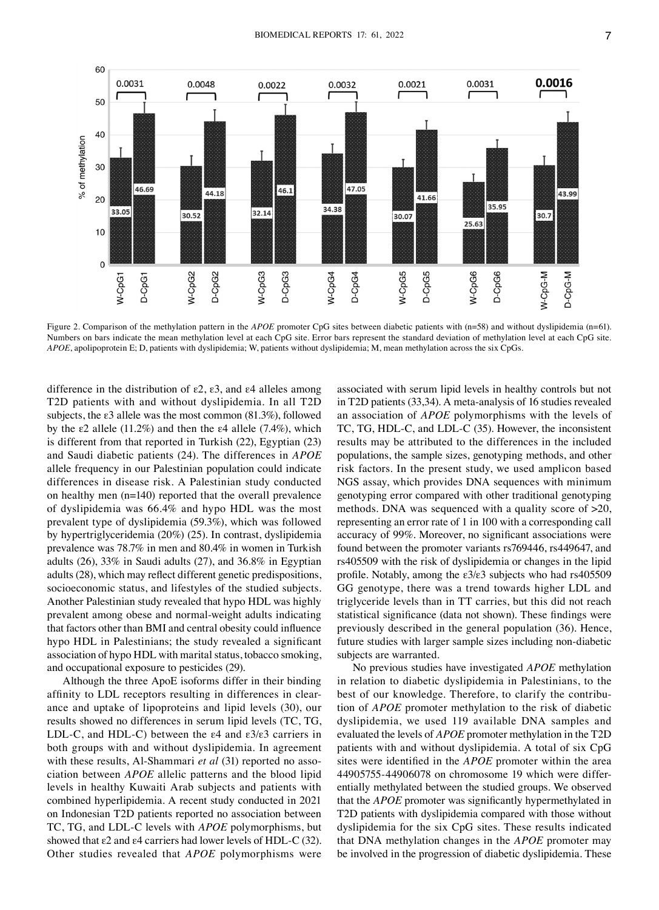Figure 2. Comparison of the methylation pattern in the *APOE* promoter CpG sites between diabetic patients with (n=58) and without dyslipidemia (n=61). Numbers on bars indicate the mean methylation level at each CpG site. Error bars represent the standard deviation of methylation level at each CpG site. *APOE*, apolipoprotein E; D, patients with dyslipidemia; W, patients without dyslipidemia; M, mean methylation across the six CpGs.

difference in the distribution of ε2, ε3, and ε4 alleles among T2D patients with and without dyslipidemia. In all T2D subjects, the ε3 allele was the most common (81.3%), followed by the ε2 allele (11.2%) and then the ε4 allele (7.4%), which is different from that reported in Turkish (22), Egyptian (23) and Saudi diabetic patients (24). The differences in *APOE* allele frequency in our Palestinian population could indicate differences in disease risk. A Palestinian study conducted on healthy men (n=140) reported that the overall prevalence of dyslipidemia was 66.4% and hypo HDL was the most prevalent type of dyslipidemia (59.3%), which was followed by hypertriglyceridemia (20%) (25). In contrast, dyslipidemia prevalence was 78.7% in men and 80.4% in women in Turkish adults (26), 33% in Saudi adults (27), and 36.8% in Egyptian adults (28), which may reflect different genetic predispositions, socioeconomic status, and lifestyles of the studied subjects. Another Palestinian study revealed that hypo HDL was highly prevalent among obese and normal-weight adults indicating that factors other than BMI and central obesity could influence hypo HDL in Palestinians; the study revealed a significant association of hypo HDL with marital status, tobacco smoking, and occupational exposure to pesticides (29).

Although the three ApoE isoforms differ in their binding affinity to LDL receptors resulting in differences in clearance and uptake of lipoproteins and lipid levels (30), our results showed no differences in serum lipid levels (TC, TG, LDL-C, and HDL-C) between the ε4 and ε3/ε3 carriers in both groups with and without dyslipidemia. In agreement with these results, Al-Shammari *et al* (31) reported no association between *APOE* allelic patterns and the blood lipid levels in healthy Kuwaiti Arab subjects and patients with combined hyperlipidemia. A recent study conducted in 2021 on Indonesian T2D patients reported no association between TC, TG, and LDL-C levels with *APOE* polymorphisms, but showed that ε2 and ε4 carriers had lower levels of HDL-C (32). Other studies revealed that *APOE* polymorphisms were associated with serum lipid levels in healthy controls but not in T2D patients (33,34). A meta-analysis of 16 studies revealed an association of *APOE* polymorphisms with the levels of TC, TG, HDL-C, and LDL-C (35). However, the inconsistent results may be attributed to the differences in the included populations, the sample sizes, genotyping methods, and other risk factors. In the present study, we used amplicon based NGS assay, which provides DNA sequences with minimum genotyping error compared with other traditional genotyping methods. DNA was sequenced with a quality score of >20, representing an error rate of 1 in 100 with a corresponding call accuracy of 99%. Moreover, no significant associations were found between the promoter variants rs769446, rs449647, and rs405509 with the risk of dyslipidemia or changes in the lipid profile. Notably, among the ε3/ε3 subjects who had rs405509 GG genotype, there was a trend towards higher LDL and triglyceride levels than in TT carries, but this did not reach statistical significance (data not shown). These findings were previously described in the general population (36). Hence, future studies with larger sample sizes including non-diabetic subjects are warranted.

No previous studies have investigated *APOE* methylation in relation to diabetic dyslipidemia in Palestinians, to the best of our knowledge. Therefore, to clarify the contribution of *APOE* promoter methylation to the risk of diabetic dyslipidemia, we used 119 available DNA samples and evaluated the levels of *APOE* promoter methylation in the T2D patients with and without dyslipidemia. A total of six CpG sites were identified in the *APOE* promoter within the area 44905755-44906078 on chromosome 19 which were differentially methylated between the studied groups. We observed that the *APOE* promoter was significantly hypermethylated in T2D patients with dyslipidemia compared with those without dyslipidemia for the six CpG sites. These results indicated that DNA methylation changes in the *APOE* promoter may be involved in the progression of diabetic dyslipidemia. These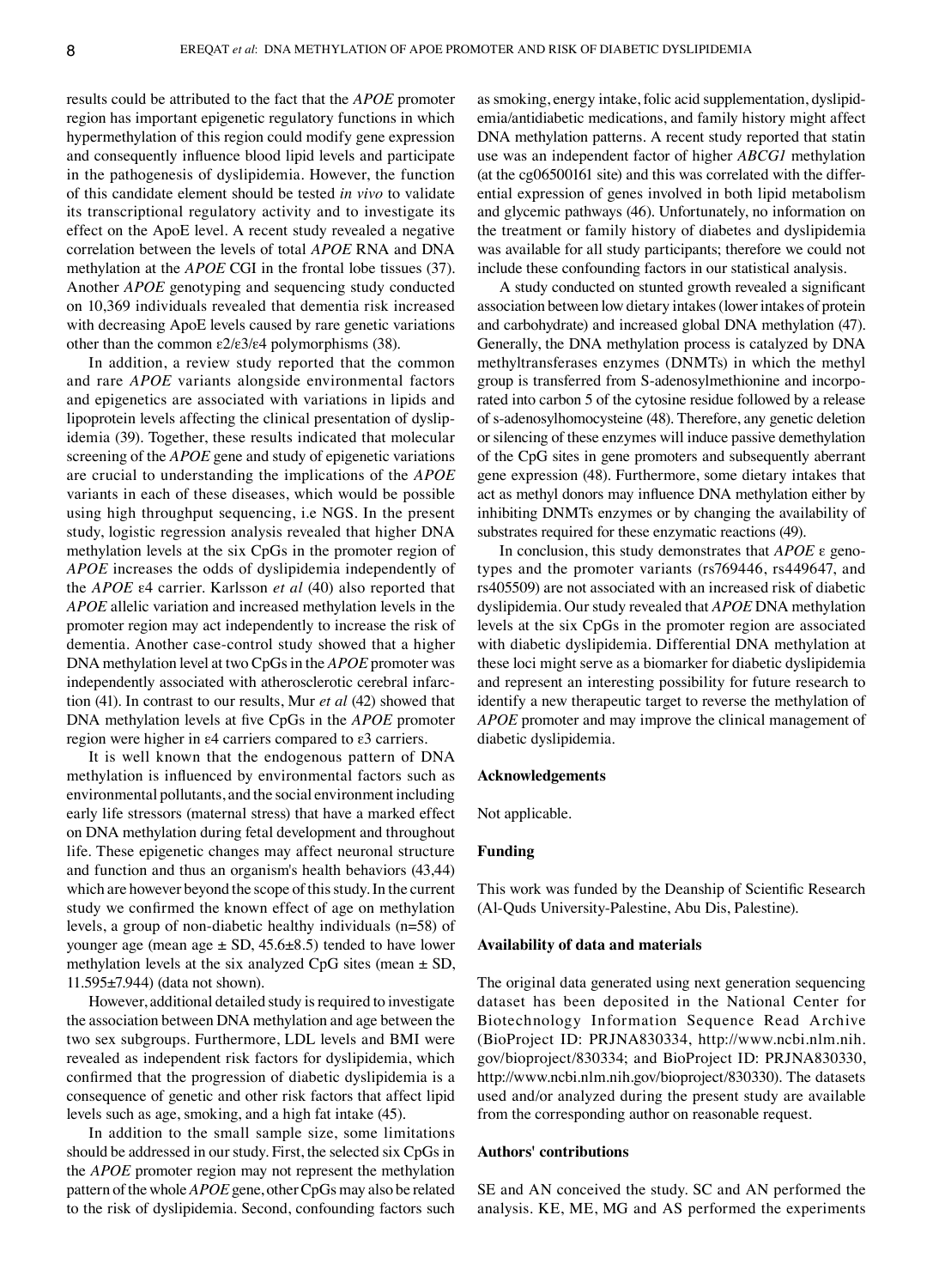results could be attributed to the fact that the *APOE* promoter region has important epigenetic regulatory functions in which hypermethylation of this region could modify gene expression and consequently influence blood lipid levels and participate in the pathogenesis of dyslipidemia. However, the function of this candidate element should be tested *in vivo* to validate its transcriptional regulatory activity and to investigate its effect on the ApoE level. A recent study revealed a negative correlation between the levels of total *APOE* RNA and DNA methylation at the *APOE* CGI in the frontal lobe tissues (37). Another *APOE* genotyping and sequencing study conducted on 10,369 individuals revealed that dementia risk increased with decreasing ApoE levels caused by rare genetic variations other than the common ε2/ε3/ε4 polymorphisms (38).

In addition, a review study reported that the common and rare *APOE* variants alongside environmental factors and epigenetics are associated with variations in lipids and lipoprotein levels affecting the clinical presentation of dyslipidemia (39). Together, these results indicated that molecular screening of the *APOE* gene and study of epigenetic variations are crucial to understanding the implications of the *APOE* variants in each of these diseases, which would be possible using high throughput sequencing, i.e NGS. In the present study, logistic regression analysis revealed that higher DNA methylation levels at the six CpGs in the promoter region of *APOE* increases the odds of dyslipidemia independently of the *APOE* ε4 carrier. Karlsson *et al* (40) also reported that *APOE* allelic variation and increased methylation levels in the promoter region may act independently to increase the risk of dementia. Another case-control study showed that a higher DNA methylation level at two CpGs in the *APOE* promoter was independently associated with atherosclerotic cerebral infarction (41). In contrast to our results, Mur *et al* (42) showed that DNA methylation levels at five CpGs in the *APOE* promoter region were higher in ε4 carriers compared to ε3 carriers.

It is well known that the endogenous pattern of DNA methylation is influenced by environmental factors such as environmental pollutants, and the social environment including early life stressors (maternal stress) that have a marked effect on DNA methylation during fetal development and throughout life. These epigenetic changes may affect neuronal structure and function and thus an organism's health behaviors (43,44) which are however beyond the scope of this study. In the current study we confirmed the known effect of age on methylation levels, a group of non-diabetic healthy individuals (n=58) of younger age (mean age ± SD, 45.6±8.5) tended to have lower methylation levels at the six analyzed CpG sites (mean ± SD, 11.595±7.944) (data not shown).

However, additional detailed study is required to investigate the association between DNA methylation and age between the two sex subgroups. Furthermore, LDL levels and BMI were revealed as independent risk factors for dyslipidemia, which confirmed that the progression of diabetic dyslipidemia is a consequence of genetic and other risk factors that affect lipid levels such as age, smoking, and a high fat intake (45).

In addition to the small sample size, some limitations should be addressed in our study. First, the selected six CpGs in the *APOE* promoter region may not represent the methylation pattern of the whole *APOE* gene, other CpGs may also be related to the risk of dyslipidemia. Second, confounding factors such as smoking, energy intake, folic acid supplementation, dyslipidemia/antidiabetic medications, and family history might affect DNA methylation patterns. A recent study reported that statin use was an independent factor of higher *ABCG1* methylation (at the cg06500161 site) and this was correlated with the differential expression of genes involved in both lipid metabolism and glycemic pathways (46). Unfortunately, no information on the treatment or family history of diabetes and dyslipidemia was available for all study participants; therefore we could not include these confounding factors in our statistical analysis.

A study conducted on stunted growth revealed a significant association between low dietary intakes (lower intakes of protein and carbohydrate) and increased global DNA methylation (47). Generally, the DNA methylation process is catalyzed by DNA methyltransferases enzymes (DNMTs) in which the methyl group is transferred from S-adenosylmethionine and incorporated into carbon 5 of the cytosine residue followed by a release of s-adenosylhomocysteine (48). Therefore, any genetic deletion or silencing of these enzymes will induce passive demethylation of the CpG sites in gene promoters and subsequently aberrant gene expression (48). Furthermore, some dietary intakes that act as methyl donors may influence DNA methylation either by inhibiting DNMTs enzymes or by changing the availability of substrates required for these enzymatic reactions (49).

In conclusion, this study demonstrates that *APOE* ε genotypes and the promoter variants (rs769446, rs449647, and rs405509) are not associated with an increased risk of diabetic dyslipidemia. Our study revealed that *APOE* DNA methylation levels at the six CpGs in the promoter region are associated with diabetic dyslipidemia. Differential DNA methylation at these loci might serve as a biomarker for diabetic dyslipidemia and represent an interesting possibility for future research to identify a new therapeutic target to reverse the methylation of *APOE* promoter and may improve the clinical management of diabetic dyslipidemia.

## Acknowledgements

Not applicable.

## Funding

This work was funded by the Deanship of Scientific Research (Al-Quds University-Palestine, Abu Dis, Palestine).

## Availability of data and materials

The original data generated using next generation sequencing dataset has been deposited in the National Center for Biotechnology Information Sequence Read Archive (BioProject ID: PRJNA830334, http://www.ncbi.nlm.nih.gov/bioproject/830334; and BioProject ID: PRJNA830330, http://www.ncbi.nlm.nih.gov/bioproject/830330). The datasets used and/or analyzed during the present study are available from the corresponding author on reasonable request.

## Authors' contributions

SE and AN conceived the study. SC and AN performed the analysis. KE, ME, MG and AS performed the experiments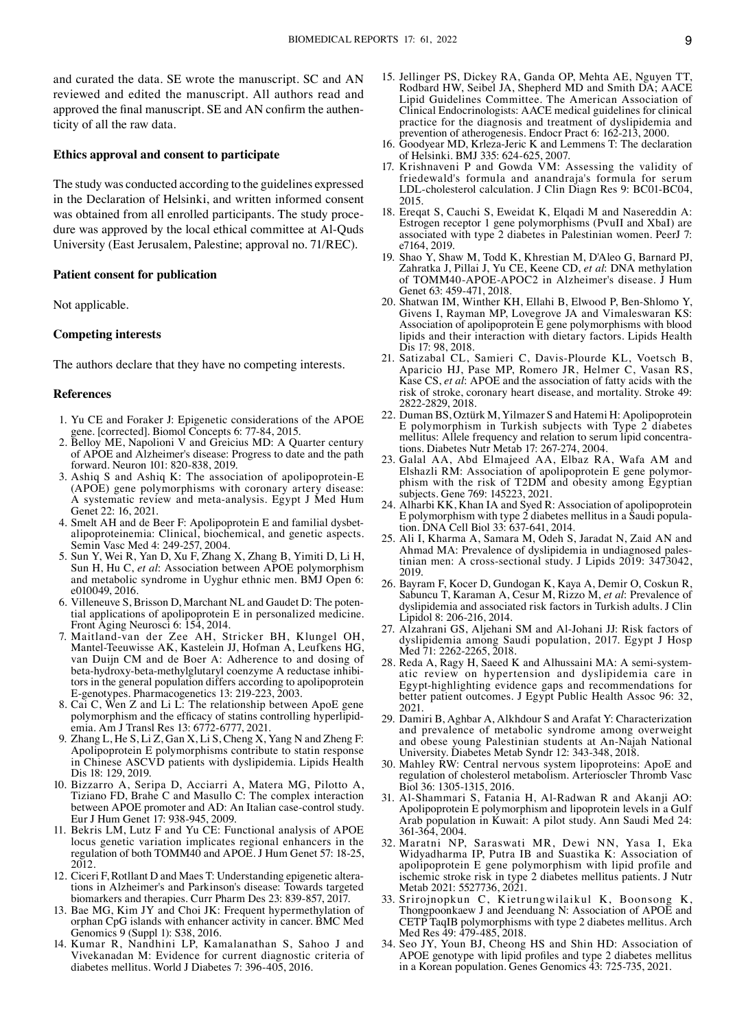and curated the data. SE wrote the manuscript. SC and AN reviewed and edited the manuscript. All authors read and approved the final manuscript. SE and AN confirm the authenticity of all the raw data.

## Ethics approval and consent to participate

The study was conducted according to the guidelines expressed in the Declaration of Helsinki, and written informed consent was obtained from all enrolled participants. The study procedure was approved by the local ethical committee at Al-Quds University (East Jerusalem, Palestine; approval no. 71/REC).

## Patient consent for publication

Not applicable.

## Competing interests

The authors declare that they have no competing interests.

## References

1. Yu CE and Foraker J: Epigenetic considerations of the APOE gene. [corrected]. Biomol Concepts 6: 77-84, 2015.
2. Belloy ME, Napolioni V and Greicius MD: A Quarter century of APOE and Alzheimer's disease: Progress to date and the path forward. Neuron 101: 820-838, 2019.
3. Ashiq S and Ashiq K: The association of apolipoprotein-E (APOE) gene polymorphisms with coronary artery disease: A systematic review and meta-analysis. Egypt J Med Hum Genet 22: 16, 2021.
4. Smelt AH and de Beer F: Apolipoprotein E and familial dysbetalipoproteinemia: Clinical, biochemical, and genetic aspects. Semin Vasc Med 4: 249-257, 2004.
5. Sun Y, Wei R, Yan D, Xu F, Zhang X, Zhang B, Yimiti D, Li H, Sun H, Hu C, *et al*: Association between APOE polymorphism and metabolic syndrome in Uyghur ethnic men. BMJ Open 6: e010049, 2016.
6. Villeneuve S, Brisson D, Marchant NL and Gaudet D: The potential applications of apolipoprotein E in personalized medicine. Front Aging Neurosci 6: 154, 2014.
7. Maitland-van der Zee AH, Stricker BH, Klungel OH, Mantel-Teeuwisse AK, Kastelein JJ, Hofman A, Leufkens HG, van Duijn CM and de Boer A: Adherence to and dosing of beta-hydroxy-beta-methylglutaryl coenzyme A reductase inhibitors in the general population differs according to apolipoprotein E-genotypes. Pharmacogenetics 13: 219-223, 2003.
8. Cai C, Wen Z and Li L: The relationship between ApoE gene polymorphism and the efficacy of statins controlling hyperlipidemia. Am J Transl Res 13: 6772-6777, 2021.
9. Zhang L, He S, Li Z, Gan X, Li S, Cheng X, Yang N and Zheng F: Apolipoprotein E polymorphisms contribute to statin response in Chinese ASCVD patients with dyslipidemia. Lipids Health Dis 18: 129, 2019.
10. Bizzarro A, Seripa D, Acciarri A, Matera MG, Pilotto A, Tiziano FD, Brahe C and Masullo C: The complex interaction between APOE promoter and AD: An Italian case-control study. Eur J Hum Genet 17: 938-945, 2009.
11. Bekris LM, Lutz F and Yu CE: Functional analysis of APOE locus genetic variation implicates regional enhancers in the regulation of both TOMM40 and APOE. J Hum Genet 57: 18-25, 2012.
12. Ciceri F, Rotllant D and Maes T: Understanding epigenetic alterations in Alzheimer's and Parkinson's disease: Towards targeted biomarkers and therapies. Curr Pharm Des 23: 839-857, 2017.
13. Bae MG, Kim JY and Choi JK: Frequent hypermethylation of orphan CpG islands with enhancer activity in cancer. BMC Med Genomics 9 (Suppl 1): S38, 2016.
14. Kumar R, Nandhini LP, Kamalanathan S, Sahoo J and Vivekanadan M: Evidence for current diagnostic criteria of diabetes mellitus. World J Diabetes 7: 396-405, 2016.
15. Jellinger PS, Dickey RA, Ganda OP, Mehta AE, Nguyen TT, Rodbard HW, Seibel JA, Shepherd MD and Smith DA; AACE Lipid Guidelines Committee. The American Association of Clinical Endocrinologists: AACE medical guidelines for clinical practice for the diagnosis and treatment of dyslipidemia and prevention of atherogenesis. Endocr Pract 6: 162-213, 2000.
16. Goodyear MD, Krleza-Jeric K and Lemmens T: The declaration of Helsinki. BMJ 335: 624-625, 2007.
17. Krishnaveni P and Gowda VM: Assessing the validity of friedewald's formula and anandraja's formula for serum LDL-cholesterol calculation. J Clin Diagn Res 9: BC01-BC04, 2015.
18. Ereqat S, Cauchi S, Eweidat K, Elqadi M and Nasereddin A: Estrogen receptor 1 gene polymorphisms (PvuII and XbaI) are associated with type 2 diabetes in Palestinian women. PeerJ 7: e7164, 2019.
19. Shao Y, Shaw M, Todd K, Khrestian M, D'Aleo G, Barnard PJ, Zahratka J, Pillai J, Yu CE, Keene CD, *et al*: DNA methylation of TOMM40-APOE-APOC2 in Alzheimer's disease. J Hum Genet 63: 459-471, 2018.
20. Shatwan IM, Winther KH, Ellahi B, Elwood P, Ben-Shlomo Y, Givens I, Rayman MP, Lovegrove JA and Vimaleswaran KS: Association of apolipoprotein E gene polymorphisms with blood lipids and their interaction with dietary factors. Lipids Health Dis 17: 98, 2018.
21. Satizabal CL, Samieri C, Davis-Plourde KL, Voetsch B, Aparicio HJ, Pase MP, Romero JR, Helmer C, Vasan RS, Kase CS, *et al*: APOE and the association of fatty acids with the risk of stroke, coronary heart disease, and mortality. Stroke 49: 2822-2829, 2018.
22. Duman BS, Oztürk M, Yilmazer S and Hatemi H: Apolipoprotein E polymorphism in Turkish subjects with Type 2 diabetes mellitus: Allele frequency and relation to serum lipid concentrations. Diabetes Nutr Metab 17: 267-274, 2004.
23. Galal AA, Abd Elmajeed AA, Elbaz RA, Wafa AM and Elshazli RM: Association of apolipoprotein E gene polymorphism with the risk of T2DM and obesity among Egyptian subjects. Gene 769: 145223, 2021.
24. Alharbi KK, Khan IA and Syed R: Association of apolipoprotein E polymorphism with type 2 diabetes mellitus in a Saudi population. DNA Cell Biol 33: 637-641, 2014.
25. Ali I, Kharma A, Samara M, Odeh S, Jaradat N, Zaid AN and Ahmad MA: Prevalence of dyslipidemia in undiagnosed palestinian men: A cross-sectional study. J Lipids 2019: 3473042, 2019.
26. Bayram F, Kocer D, Gundogan K, Kaya A, Demir O, Coskun R, Sabuncu T, Karaman A, Cesur M, Rizzo M, *et al*: Prevalence of dyslipidemia and associated risk factors in Turkish adults. J Clin Lipidol 8: 206-216, 2014.
27. Alzahrani GS, Aljehani SM and Al-Johani JJ: Risk factors of dyslipidemia among Saudi population, 2017. Egypt J Hosp Med 71: 2262-2265, 2018.
28. Reda A, Ragy H, Saeed K and Alhussaini MA: A semi-systematic review on hypertension and dyslipidemia care in Egypt-highlighting evidence gaps and recommendations for better patient outcomes. J Egypt Public Health Assoc 96: 32, 2021.
29. Damiri B, Aghbar A, Alkhdour S and Arafat Y: Characterization and prevalence of metabolic syndrome among overweight and obese young Palestinian students at An-Najah National University. Diabetes Metab Syndr 12: 343-348, 2018.
30. Mahley RW: Central nervous system lipoproteins: ApoE and regulation of cholesterol metabolism. Arterioscler Thromb Vasc Biol 36: 1305-1315, 2016.
31. Al-Shammari S, Fatania H, Al-Radwan R and Akanji AO: Apolipoprotein E polymorphism and lipoprotein levels in a Gulf Arab population in Kuwait: A pilot study. Ann Saudi Med 24: 361-364, 2004.
32. Maratni NP, Saraswati MR, Dewi NN, Yasa I, Eka Widyadharma IP, Putra IB and Suastika K: Association of apolipoprotein E gene polymorphism with lipid profile and ischemic stroke risk in type 2 diabetes mellitus patients. J Nutr Metab 2021: 5527736, 2021.
33. Srirojnopkun C, Kietrungwilaikul K, Boonsong K, Thongpoonkaew J and Jeenduang N: Association of APOE and CETP TaqIB polymorphisms with type 2 diabetes mellitus. Arch Med Res 49: 479-485, 2018.
34. Seo JY, Youn BJ, Cheong HS and Shin HD: Association of APOE genotype with lipid profiles and type 2 diabetes mellitus in a Korean population. Genes Genomics 43: 725-735, 2021.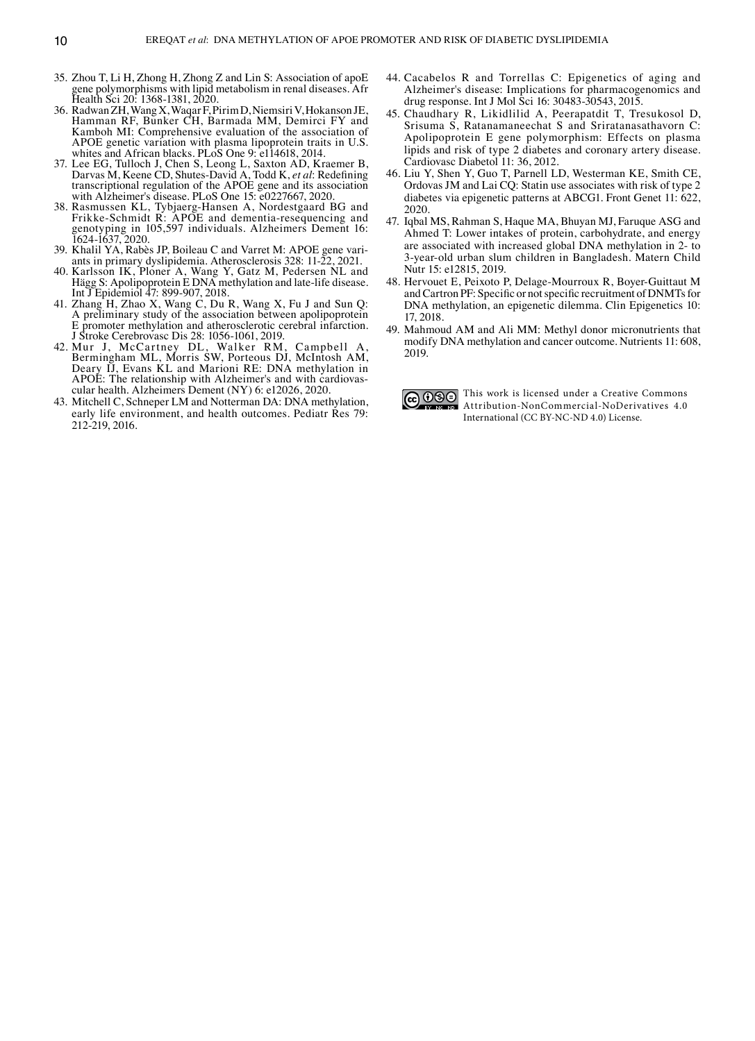35. Zhou T, Li H, Zhong H, Zhong Z and Lin S: Association of apoE gene polymorphisms with lipid metabolism in renal diseases. Afr Health Sci 20: 1368-1381, 2020.
36. Radwan ZH, Wang X, Waqar F, Pirim D, Niemsiri V, Hokanson JE, Hamman RF, Bunker CH, Barmada MM, Demirci FY and Kamboh MI: Comprehensive evaluation of the association of APOE genetic variation with plasma lipoprotein traits in U.S. whites and African blacks. PLoS One 9: e114618, 2014.
37. Lee EG, Tulloch J, Chen S, Leong L, Saxton AD, Kraemer B, Darvas M, Keene CD, Shutes-David A, Todd K, *et al*: Redefining transcriptional regulation of the APOE gene and its association with Alzheimer's disease. PLoS One 15: e0227667, 2020.
38. Rasmussen KL, Tybjaerg-Hansen A, Nordestgaard BG and Frikke-Schmidt R: APOE and dementia-resequencing and genotyping in 105,597 individuals. Alzheimers Dement 16: 1624-1637, 2020.
39. Khalil YA, Rabès JP, Boileau C and Varret M: APOE gene variants in primary dyslipidemia. Atherosclerosis 328: 11-22, 2021.
40. Karlsson IK, Ploner A, Wang Y, Gatz M, Pedersen NL and Hägg S: Apolipoprotein E DNA methylation and late-life disease. Int J Epidemiol 47: 899-907, 2018.
41. Zhang H, Zhao X, Wang C, Du R, Wang X, Fu J and Sun Q: A preliminary study of the association between apolipoprotein E promoter methylation and atherosclerotic cerebral infarction. J Stroke Cerebrovasc Dis 28: 1056-1061, 2019.
42. Mur J, McCartney DL, Walker RM, Campbell A, Bermingham ML, Morris SW, Porteous DJ, McIntosh AM, Deary IJ, Evans KL and Marioni RE: DNA methylation in APOE: The relationship with Alzheimer's and with cardiovascular health. Alzheimers Dement (NY) 6: e12026, 2020.
43. Mitchell C, Schneper LM and Notterman DA: DNA methylation, early life environment, and health outcomes. Pediatr Res 79: 212-219, 2016.
44. Cacabelos R and Torrellas C: Epigenetics of aging and Alzheimer's disease: Implications for pharmacogenomics and drug response. Int J Mol Sci 16: 30483-30543, 2015.
45. Chaudhary R, Likidlilid A, Peerapatdit T, Tresukosol D, Srisuma S, Ratanamaneechat S and Sriratanasathavorn C: Apolipoprotein E gene polymorphism: Effects on plasma lipids and risk of type 2 diabetes and coronary artery disease. Cardiovasc Diabetol 11: 36, 2012.
46. Liu Y, Shen Y, Guo T, Parnell LD, Westerman KE, Smith CE, Ordovas JM and Lai CQ: Statin use associates with risk of type 2 diabetes via epigenetic patterns at ABCG1. Front Genet 11: 622, 2020.
47. Iqbal MS, Rahman S, Haque MA, Bhuyan MJ, Faruque ASG and Ahmed T: Lower intakes of protein, carbohydrate, and energy are associated with increased global DNA methylation in 2- to 3-year-old urban slum children in Bangladesh. Matern Child Nutr 15: e12815, 2019.
48. Hervouet E, Peixoto P, Delage-Mourroux R, Boyer-Guittaut M and Cartron PF: Specific or not specific recruitment of DNMTs for DNA methylation, an epigenetic dilemma. Clin Epigenetics 10: 17, 2018.
49. Mahmoud AM and Ali MM: Methyl donor micronutrients that modify DNA methylation and cancer outcome. Nutrients 11: 608, 2019.

This work is licensed under a Creative Commons Attribution-NonCommercial-NoDerivatives 4.0 International (CC BY-NC-ND 4.0) License.